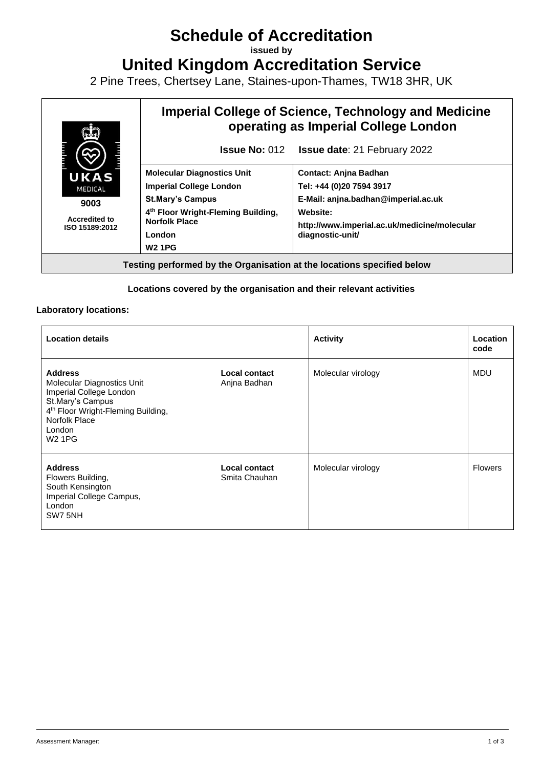# Schedule of Accreditation

**issued by**

# United Kingdom Accreditation Service

2 Pine Trees, Chertsey Lane, Staines-upon-Thames, TW18 3HR, UK

| UKAS MEDICAL 9003 Accredited to ISO 15189:2012 | **Imperial College of Science, Technology and Medicine operating as Imperial College London** **Issue No:** 012 **Issue date**: 21 February 2022 | |
|---|---|---|
| | **Molecular Diagnostics Unit** **Imperial College London** **St.Mary's Campus** **4th Floor Wright-Fleming Building, Norfolk Place** **London** **W2 1PG** | **Contact: Anjna Badhan** **Tel: +44 (0)20 7594 3917** **E-Mail: anjna.badhan@imperial.ac.uk** **Website:** **http://www.imperial.ac.uk/medicine/molecular diagnostic-unit/** |
| **Testing performed by the Organisation at the locations specified below** | | |

**Locations covered by the organisation and their relevant activities**

**Laboratory locations:**

| Location details | | Activity | Location code |
|---|---|---|---|
| **Address** Molecular Diagnostics Unit Imperial College London St.Mary's Campus 4th Floor Wright-Fleming Building, Norfolk Place London W2 1PG | **Local contact** Anjna Badhan | Molecular virology | MDU |
| **Address** Flowers Building, South Kensington Imperial College Campus, London SW7 5NH | **Local contact** Smita Chauhan | Molecular virology | Flowers |

Assessment Manager: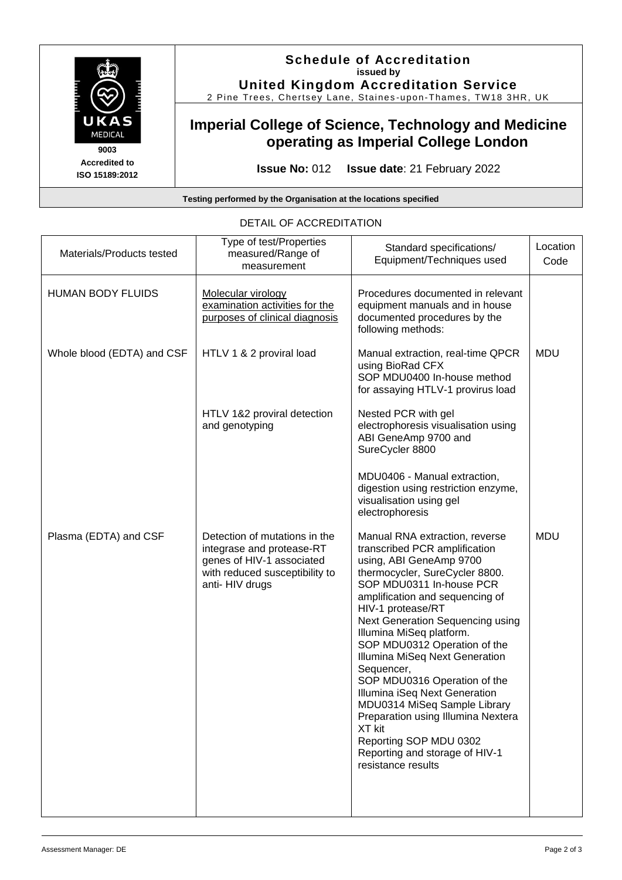**Schedule of Accreditation**
**issued by**
**United Kingdom Accreditation Service**
2 Pine Trees, Chertsey Lane, Staines-upon-Thames, TW18 3HR, UK

UKAS MEDICAL
9003
Accredited to
ISO 15189:2012

# Imperial College of Science, Technology and Medicine operating as Imperial College London

**Issue No:** 012 **Issue date**: 21 February 2022

**Testing performed by the Organisation at the locations specified**

DETAIL OF ACCREDITATION

| Materials/Products tested | Type of test/Properties measured/Range of measurement | Standard specifications/ Equipment/Techniques used | Location Code |
|---|---|---|---|
| HUMAN BODY FLUIDS | Molecular virology examination activities for the purposes of clinical diagnosis | Procedures documented in relevant equipment manuals and in house documented procedures by the following methods: | |
| Whole blood (EDTA) and CSF | HTLV 1 & 2 proviral load | Manual extraction, real-time QPCR using BioRad CFX<br>SOP MDU0400 In-house method for assaying HTLV-1 provirus load | MDU |
| | HTLV 1&2 proviral detection and genotyping | Nested PCR with gel electrophoresis visualisation using ABI GeneAmp 9700 and SureCycler 8800<br><br>MDU0406 - Manual extraction, digestion using restriction enzyme, visualisation using gel electrophoresis | |
| Plasma (EDTA) and CSF | Detection of mutations in the integrase and protease-RT genes of HIV-1 associated with reduced susceptibility to anti- HIV drugs | Manual RNA extraction, reverse transcribed PCR amplification using, ABI GeneAmp 9700 thermocycler, SureCycler 8800.<br>SOP MDU0311 In-house PCR amplification and sequencing of HIV-1 protease/RT<br>Next Generation Sequencing using Illumina MiSeq platform.<br>SOP MDU0312 Operation of the Illumina MiSeq Next Generation Sequencer,<br>SOP MDU0316 Operation of the Illumina iSeq Next Generation<br>MDU0314 MiSeq Sample Library Preparation using Illumina Nextera XT kit<br>Reporting SOP MDU 0302 Reporting and storage of HIV-1 resistance results | MDU |

Assessment Manager: DE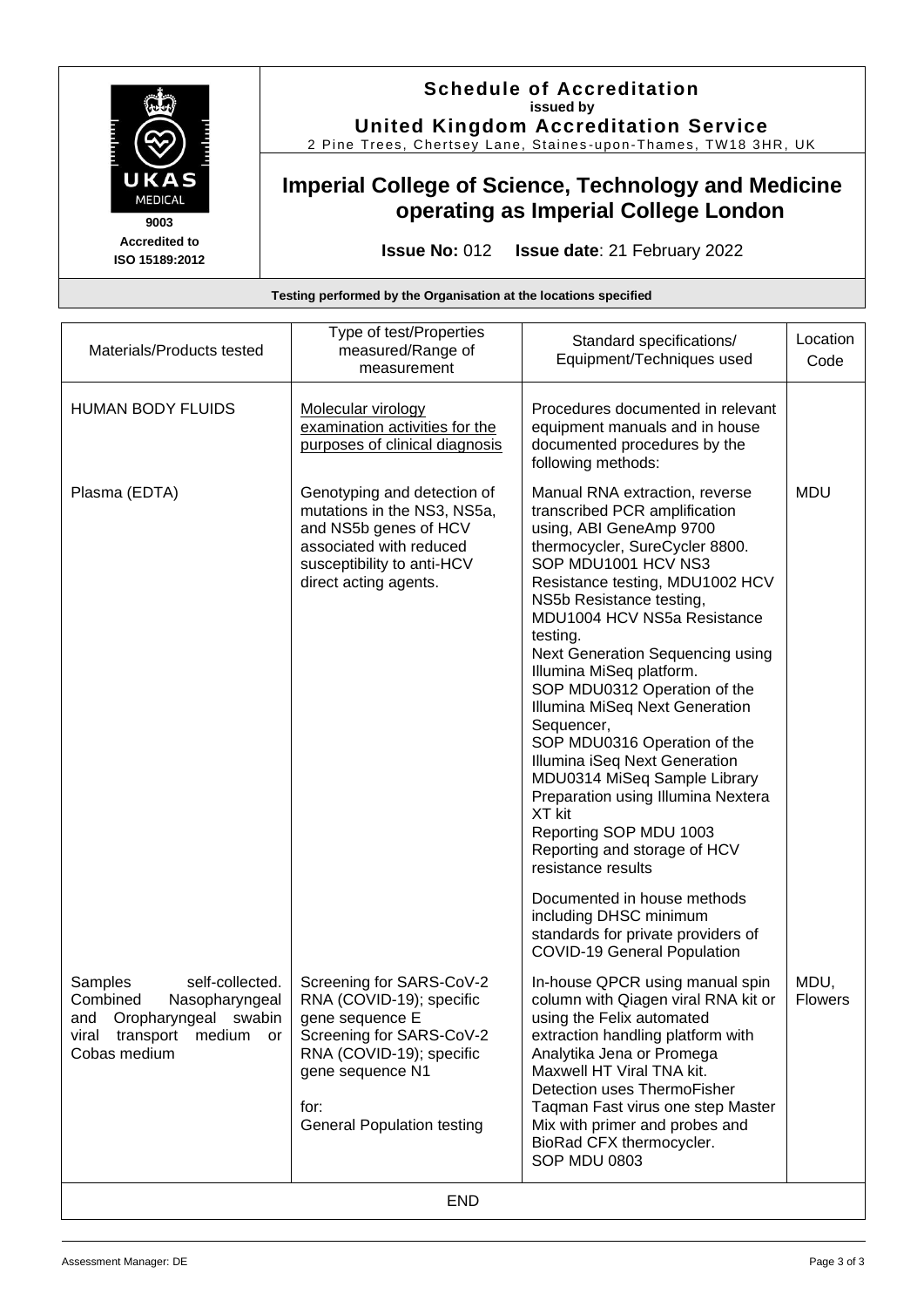9003
Accredited to
ISO 15189:2012

**Schedule of Accreditation**
**issued by**
**United Kingdom Accreditation Service**
2 Pine Trees, Chertsey Lane, Staines-upon-Thames, TW18 3HR, UK

# Imperial College of Science, Technology and Medicine operating as Imperial College London

**Issue No:** 012 **Issue date**: 21 February 2022

**Testing performed by the Organisation at the locations specified**

| Materials/Products tested | Type of test/Properties measured/Range of measurement | Standard specifications/ Equipment/Techniques used | Location Code |
|---|---|---|---|
| HUMAN BODY FLUIDS | Molecular virology examination activities for the purposes of clinical diagnosis | Procedures documented in relevant equipment manuals and in house documented procedures by the following methods: | |
| Plasma (EDTA) | Genotyping and detection of mutations in the NS3, NS5a, and NS5b genes of HCV associated with reduced susceptibility to anti-HCV direct acting agents. | Manual RNA extraction, reverse transcribed PCR amplification using, ABI GeneAmp 9700 thermocycler, SureCycler 8800. SOP MDU1001 HCV NS3 Resistance testing, MDU1002 HCV NS5b Resistance testing, MDU1004 HCV NS5a Resistance testing. Next Generation Sequencing using Illumina MiSeq platform. SOP MDU0312 Operation of the Illumina MiSeq Next Generation Sequencer, SOP MDU0316 Operation of the Illumina iSeq Next Generation MDU0314 MiSeq Sample Library Preparation using Illumina Nextera XT kit Reporting SOP MDU 1003 Reporting and storage of HCV resistance results | MDU |
| | | Documented in house methods including DHSC minimum standards for private providers of COVID-19 General Population | |
| Samples self-collected. Combined Nasopharyngeal and Oropharyngeal swabin viral transport medium or Cobas medium | Screening for SARS-CoV-2 RNA (COVID-19); specific gene sequence E Screening for SARS-CoV-2 RNA (COVID-19); specific gene sequence N1 for: General Population testing | In-house QPCR using manual spin column with Qiagen viral RNA kit or using the Felix automated extraction handling platform with Analytika Jena or Promega Maxwell HT Viral TNA kit. Detection uses ThermoFisher Taqman Fast virus one step Master Mix with primer and probes and BioRad CFX thermocycler. SOP MDU 0803 | MDU, Flowers |

END

Assessment Manager: DE